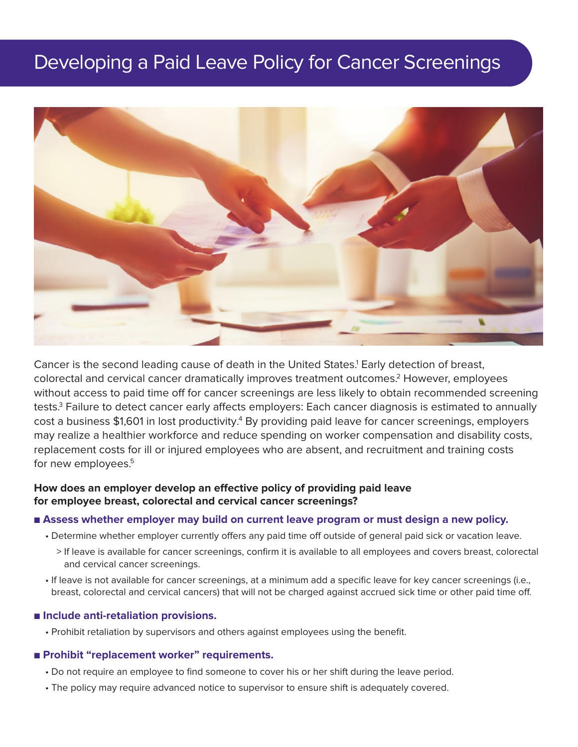# Developing a Paid Leave Policy for Cancer Screenings

Cancer is the second leading cause of death in the United States.[1] Early detection of breast, colorectal and cervical cancer dramatically improves treatment outcomes.[2] However, employees without access to paid time off for cancer screenings are less likely to obtain recommended screening tests.[3] Failure to detect cancer early affects employers: Each cancer diagnosis is estimated to annually cost a business $1,601 in lost productivity.[4] By providing paid leave for cancer screenings, employers may realize a healthier workforce and reduce spending on worker compensation and disability costs, replacement costs for ill or injured employees who are absent, and recruitment and training costs for new employees.[5]

**How does an employer develop an effective policy of providing paid leave for employee breast, colorectal and cervical cancer screenings?**

### ■ Assess whether employer may build on current leave program or must design a new policy.

- Determine whether employer currently offers any paid time off outside of general paid sick or vacation leave.
  - If leave is available for cancer screenings, confirm it is available to all employees and covers breast, colorectal and cervical cancer screenings.
- If leave is not available for cancer screenings, at a minimum add a specific leave for key cancer screenings (i.e., breast, colorectal and cervical cancers) that will not be charged against accrued sick time or other paid time off.

### ■ Include anti-retaliation provisions.

- Prohibit retaliation by supervisors and others against employees using the benefit.

### ■ Prohibit "replacement worker" requirements.

- Do not require an employee to find someone to cover his or her shift during the leave period.
- The policy may require advanced notice to supervisor to ensure shift is adequately covered.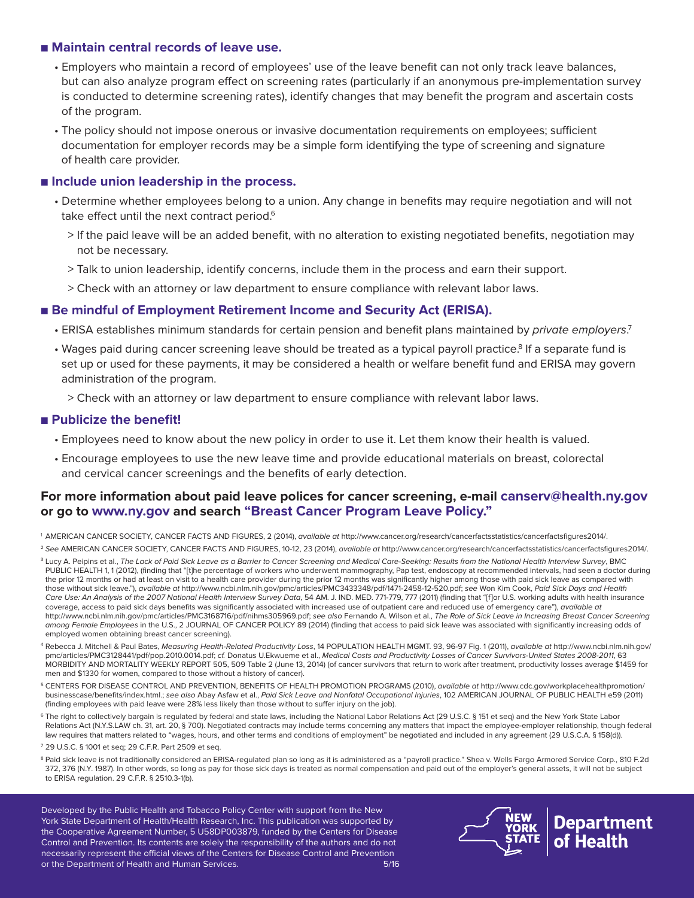## ■ Maintain central records of leave use.

- Employers who maintain a record of employees' use of the leave benefit can not only track leave balances, but can also analyze program effect on screening rates (particularly if an anonymous pre-implementation survey is conducted to determine screening rates), identify changes that may benefit the program and ascertain costs of the program.
- The policy should not impose onerous or invasive documentation requirements on employees; sufficient documentation for employer records may be a simple form identifying the type of screening and signature of health care provider.

## ■ Include union leadership in the process.

- Determine whether employees belong to a union. Any change in benefits may require negotiation and will not take effect until the next contract period.[6]
  - > If the paid leave will be an added benefit, with no alteration to existing negotiated benefits, negotiation may not be necessary.
  - > Talk to union leadership, identify concerns, include them in the process and earn their support.
  - > Check with an attorney or law department to ensure compliance with relevant labor laws.

## ■ Be mindful of Employment Retirement Income and Security Act (ERISA).

- ERISA establishes minimum standards for certain pension and benefit plans maintained by *private employers*.[7]
- Wages paid during cancer screening leave should be treated as a typical payroll practice.[8] If a separate fund is set up or used for these payments, it may be considered a health or welfare benefit fund and ERISA may govern administration of the program.
  - > Check with an attorney or law department to ensure compliance with relevant labor laws.

## ■ Publicize the benefit!

- Employees need to know about the new policy in order to use it. Let them know their health is valued.
- Encourage employees to use the new leave time and provide educational materials on breast, colorectal and cervical cancer screenings and the benefits of early detection.

**For more information about paid leave polices for cancer screening, e-mail canserv@health.ny.gov or go to www.ny.gov and search "Breast Cancer Program Leave Policy."**

[1] AMERICAN CANCER SOCIETY, CANCER FACTS AND FIGURES, 2 (2014), *available at* http://www.cancer.org/research/cancerfactsstatistics/cancerfactsfigures2014/.

[2] *See* AMERICAN CANCER SOCIETY, CANCER FACTS AND FIGURES, 10-12, 23 (2014), *available at* http://www.cancer.org/research/cancerfactsstatistics/cancerfactsfigures2014/.

[3] Lucy A. Peipins et al., *The Lack of Paid Sick Leave as a Barrier to Cancer Screening and Medical Care-Seeking: Results from the National Health Interview Survey*, BMC PUBLIC HEALTH 1, 1 (2012), (finding that "[t]he percentage of workers who underwent mammography, Pap test, endoscopy at recommended intervals, had seen a doctor during the prior 12 months or had at least on visit to a health care provider during the prior 12 months was significantly higher among those with paid sick leave as compared with those without sick leave."), *available at* http://www.ncbi.nlm.nih.gov/pmc/articles/PMC3433348/pdf/1471-2458-12-520.pdf; *see* Won Kim Cook, *Paid Sick Days and Health Care Use: An Analysis of the 2007 National Health Interview Survey Data*, 54 AM. J. IND. MED. 771-779, 777 (2011) (finding that "[f]or U.S. working adults with health insurance coverage, access to paid sick days benefits was significantly associated with increased use of outpatient care and reduced use of emergency care"), *available at* http://www.ncbi.nlm.nih.gov/pmc/articles/PMC3168716/pdf/nihms305969.pdf; *see also* Fernando A. Wilson et al., *The Role of Sick Leave in Increasing Breast Cancer Screening among Female Employees* in the U.S., 2 JOURNAL OF CANCER POLICY 89 (2014) (finding that access to paid sick leave was associated with significantly increasing odds of employed women obtaining breast cancer screening).

[4] Rebecca J. Mitchell & Paul Bates, *Measuring Health-Related Productivity Loss*, 14 POPULATION HEALTH MGMT. 93, 96-97 Fig. 1 (2011), *available at* http://www.ncbi.nlm.nih.gov/pmc/articles/PMC3128441/pdf/pop.2010.0014.pdf; *cf.* Donatus U.Ekwueme et al., *Medical Costs and Productivity Losses of Cancer Survivors-United States 2008-2011*, 63 MORBIDITY AND MORTALITY WEEKLY REPORT 505, 509 Table 2 (June 13, 2014) (of cancer survivors that return to work after treatment, productivity losses average $1459 for men and $1330 for women, compared to those without a history of cancer).

[5] CENTERS FOR DISEASE CONTROL AND PREVENTION, BENEFITS OF HEALTH PROMOTION PROGRAMS (2010), *available at* http://www.cdc.gov/workplacehealthpromotion/businesscase/benefits/index.html.; *see also* Abay Asfaw et al., *Paid Sick Leave and Nonfatal Occupational Injuries*, 102 AMERICAN JOURNAL OF PUBLIC HEALTH e59 (2011) (finding employees with paid leave were 28% less likely than those without to suffer injury on the job).

[6] The right to collectively bargain is regulated by federal and state laws, including the National Labor Relations Act (29 U.S.C. § 151 et seq) and the New York State Labor Relations Act (N.Y.S.LAW ch. 31, art. 20, § 700). Negotiated contracts may include terms concerning any matters that impact the employee-employer relationship, though federal law requires that matters related to "wages, hours, and other terms and conditions of employment" be negotiated and included in any agreement (29 U.S.C.A. § 158(d)).

[7] 29 U.S.C. § 1001 et seq; 29 C.F.R. Part 2509 et seq.

[8] Paid sick leave is not traditionally considered an ERISA-regulated plan so long as it is administered as a "payroll practice." Shea v. Wells Fargo Armored Service Corp., 810 F.2d 372, 376 (N.Y. 1987). In other words, so long as pay for those sick days is treated as normal compensation and paid out of the employer's general assets, it will not be subject to ERISA regulation. 29 C.F.R. § 2510.3-1(b).

Developed by the Public Health and Tobacco Policy Center with support from the New York State Department of Health/Health Research, Inc. This publication was supported by the Cooperative Agreement Number, 5 U58DP003879, funded by the Centers for Disease Control and Prevention. Its contents are solely the responsibility of the authors and do not necessarily represent the official views of the Centers for Disease Control and Prevention or the Department of Health and Human Services. 5/16

NEW YORK STATE Department of Health